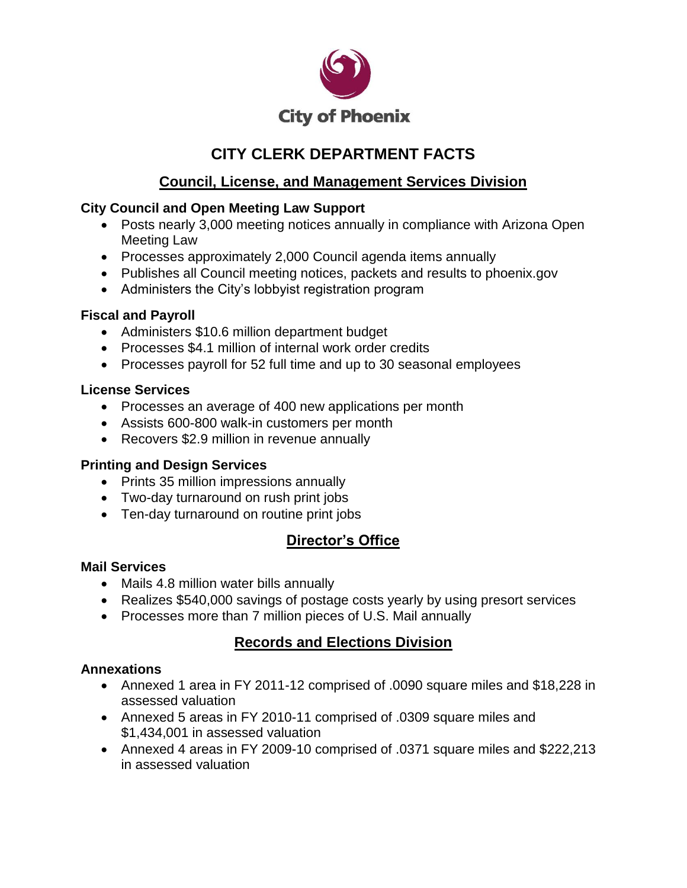City of Phoenix

# CITY CLERK DEPARTMENT FACTS

## Council, License, and Management Services Division

### City Council and Open Meeting Law Support

- Posts nearly 3,000 meeting notices annually in compliance with Arizona Open Meeting Law
- Processes approximately 2,000 Council agenda items annually
- Publishes all Council meeting notices, packets and results to phoenix.gov
- Administers the City's lobbyist registration program

### Fiscal and Payroll

- Administers $10.6 million department budget
- Processes $4.1 million of internal work order credits
- Processes payroll for 52 full time and up to 30 seasonal employees

### License Services

- Processes an average of 400 new applications per month
- Assists 600-800 walk-in customers per month
- Recovers $2.9 million in revenue annually

### Printing and Design Services

- Prints 35 million impressions annually
- Two-day turnaround on rush print jobs
- Ten-day turnaround on routine print jobs

## Director's Office

### Mail Services

- Mails 4.8 million water bills annually
- Realizes $540,000 savings of postage costs yearly by using presort services
- Processes more than 7 million pieces of U.S. Mail annually

## Records and Elections Division

### Annexations

- Annexed 1 area in FY 2011-12 comprised of .0090 square miles and $18,228 in assessed valuation
- Annexed 5 areas in FY 2010-11 comprised of .0309 square miles and $1,434,001 in assessed valuation
- Annexed 4 areas in FY 2009-10 comprised of .0371 square miles and $222,213 in assessed valuation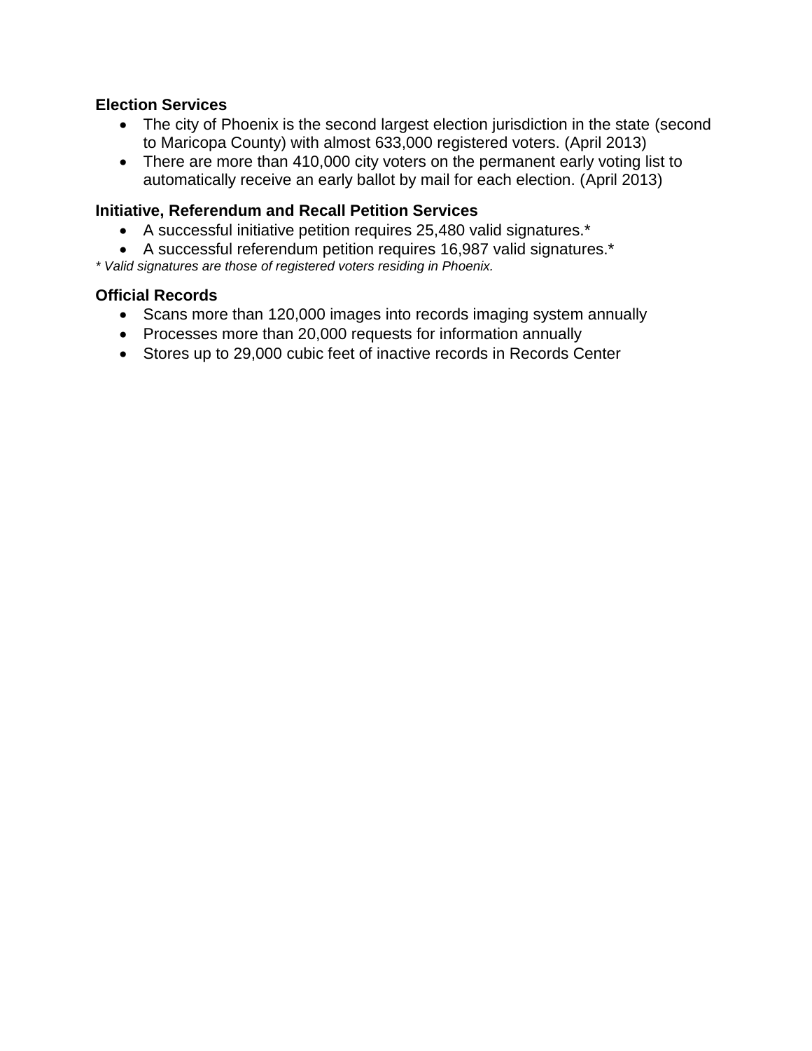**Election Services**

- The city of Phoenix is the second largest election jurisdiction in the state (second to Maricopa County) with almost 633,000 registered voters. (April 2013)
- There are more than 410,000 city voters on the permanent early voting list to automatically receive an early ballot by mail for each election. (April 2013)

**Initiative, Referendum and Recall Petition Services**

- A successful initiative petition requires 25,480 valid signatures.*
- A successful referendum petition requires 16,987 valid signatures.*

*\* Valid signatures are those of registered voters residing in Phoenix.*

**Official Records**

- Scans more than 120,000 images into records imaging system annually
- Processes more than 20,000 requests for information annually
- Stores up to 29,000 cubic feet of inactive records in Records Center